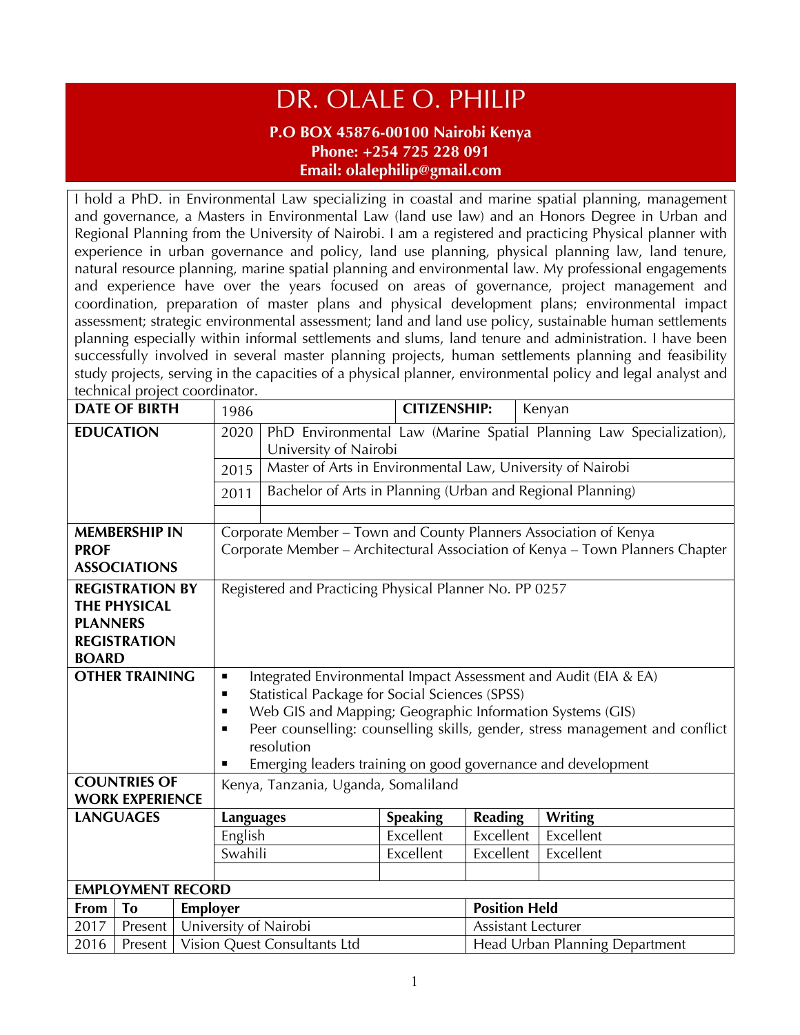# DR. OLALE O. PHILIP

**P.O BOX 45876-00100 Nairobi Kenya**
**Phone: +254 725 228 091**
**Email: olalephilip@gmail.com**

I hold a PhD. in Environmental Law specializing in coastal and marine spatial planning, management and governance, a Masters in Environmental Law (land use law) and an Honors Degree in Urban and Regional Planning from the University of Nairobi. I am a registered and practicing Physical planner with experience in urban governance and policy, land use planning, physical planning law, land tenure, natural resource planning, marine spatial planning and environmental law. My professional engagements and experience have over the years focused on areas of governance, project management and coordination, preparation of master plans and physical development plans; environmental impact assessment; strategic environmental assessment; land and land use policy, sustainable human settlements planning especially within informal settlements and slums, land tenure and administration. I have been successfully involved in several master planning projects, human settlements planning and feasibility study projects, serving in the capacities of a physical planner, environmental policy and legal analyst and technical project coordinator.

| | | |
|---|---|---|
| **DATE OF BIRTH** | 1986 | **CITIZENSHIP:** Kenyan |
| **EDUCATION** | 2020 | PhD Environmental Law (Marine Spatial Planning Law Specialization), University of Nairobi |
| | 2015 | Master of Arts in Environmental Law, University of Nairobi |
| | 2011 | Bachelor of Arts in Planning (Urban and Regional Planning) |
| **MEMBERSHIP IN PROF ASSOCIATIONS** | Corporate Member – Town and County Planners Association of Kenya<br>Corporate Member – Architectural Association of Kenya – Town Planners Chapter | |
| **REGISTRATION BY THE PHYSICAL PLANNERS REGISTRATION BOARD** | Registered and Practicing Physical Planner No. PP 0257 | |
| **OTHER TRAINING** | ▪ Integrated Environmental Impact Assessment and Audit (EIA & EA)<br>▪ Statistical Package for Social Sciences (SPSS)<br>▪ Web GIS and Mapping; Geographic Information Systems (GIS)<br>▪ Peer counselling: counselling skills, gender, stress management and conflict resolution<br>▪ Emerging leaders training on good governance and development | |
| **COUNTRIES OF WORK EXPERIENCE** | Kenya, Tanzania, Uganda, Somaliland | |

**LANGUAGES**

| Languages | Speaking | Reading | Writing |
|---|---|---|---|
| English | Excellent | Excellent | Excellent |
| Swahili | Excellent | Excellent | Excellent |

**EMPLOYMENT RECORD**

| From | To | Employer | Position Held |
|---|---|---|---|
| 2017 | Present | University of Nairobi | Assistant Lecturer |
| 2016 | Present | Vision Quest Consultants Ltd | Head Urban Planning Department |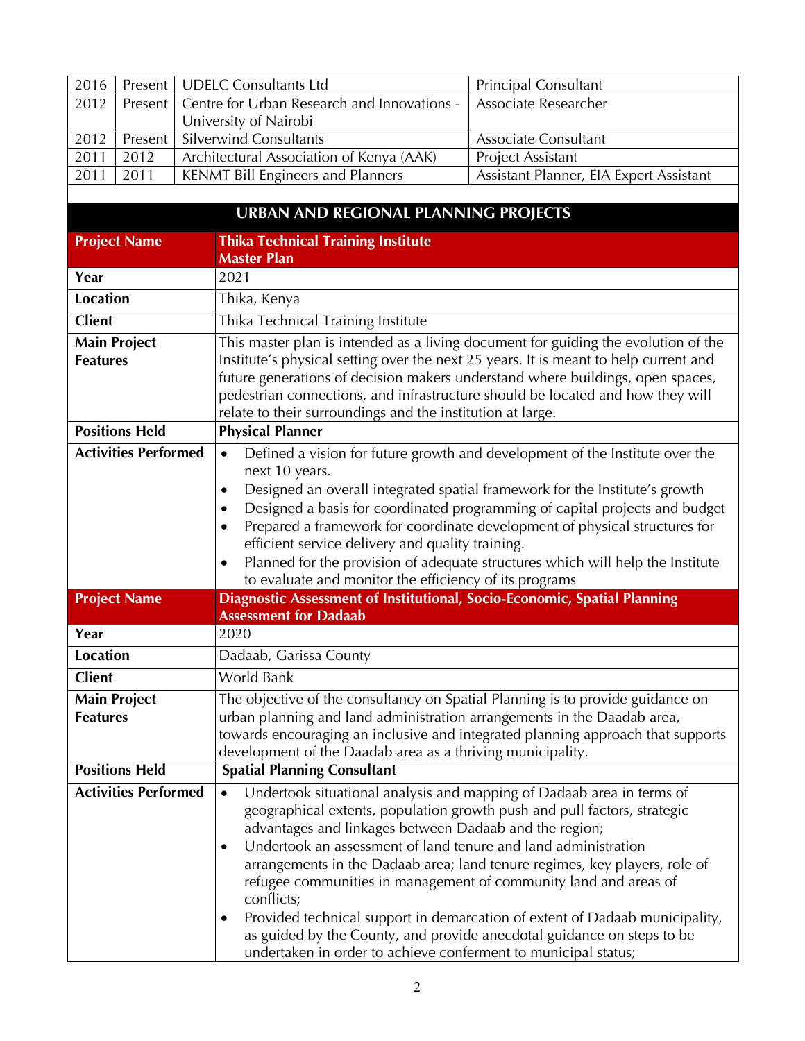| | | | |
|---|---|---|---|
| 2016 | Present | UDELC Consultants Ltd | Principal Consultant |
| 2012 | Present | Centre for Urban Research and Innovations - University of Nairobi | Associate Researcher |
| 2012 | Present | Silverwind Consultants | Associate Consultant |
| 2011 | 2012 | Architectural Association of Kenya (AAK) | Project Assistant |
| 2011 | 2011 | KENMT Bill Engineers and Planners | Assistant Planner, EIA Expert Assistant |

## URBAN AND REGIONAL PLANNING PROJECTS

| **Project Name** | **Thika Technical Training Institute Master Plan** |
|---|---|
| **Year** | 2021 |
| **Location** | Thika, Kenya |
| **Client** | Thika Technical Training Institute |
| **Main Project Features** | This master plan is intended as a living document for guiding the evolution of the Institute's physical setting over the next 25 years. It is meant to help current and future generations of decision makers understand where buildings, open spaces, pedestrian connections, and infrastructure should be located and how they will relate to their surroundings and the institution at large. |
| **Positions Held** | **Physical Planner** |
| **Activities Performed** | • Defined a vision for future growth and development of the Institute over the next 10 years.<br>• Designed an overall integrated spatial framework for the Institute's growth<br>• Designed a basis for coordinated programming of capital projects and budget<br>• Prepared a framework for coordinate development of physical structures for efficient service delivery and quality training.<br>• Planned for the provision of adequate structures which will help the Institute to evaluate and monitor the efficiency of its programs |
| **Project Name** | **Diagnostic Assessment of Institutional, Socio-Economic, Spatial Planning Assessment for Dadaab** |
| **Year** | 2020 |
| **Location** | Dadaab, Garissa County |
| **Client** | World Bank |
| **Main Project Features** | The objective of the consultancy on Spatial Planning is to provide guidance on urban planning and land administration arrangements in the Daadab area, towards encouraging an inclusive and integrated planning approach that supports development of the Daadab area as a thriving municipality. |
| **Positions Held** | **Spatial Planning Consultant** |
| **Activities Performed** | • Undertook situational analysis and mapping of Dadaab area in terms of geographical extents, population growth push and pull factors, strategic advantages and linkages between Dadaab and the region;<br>• Undertook an assessment of land tenure and land administration arrangements in the Dadaab area; land tenure regimes, key players, role of refugee communities in management of community land and areas of conflicts;<br>• Provided technical support in demarcation of extent of Dadaab municipality, as guided by the County, and provide anecdotal guidance on steps to be undertaken in order to achieve conferment to municipal status; |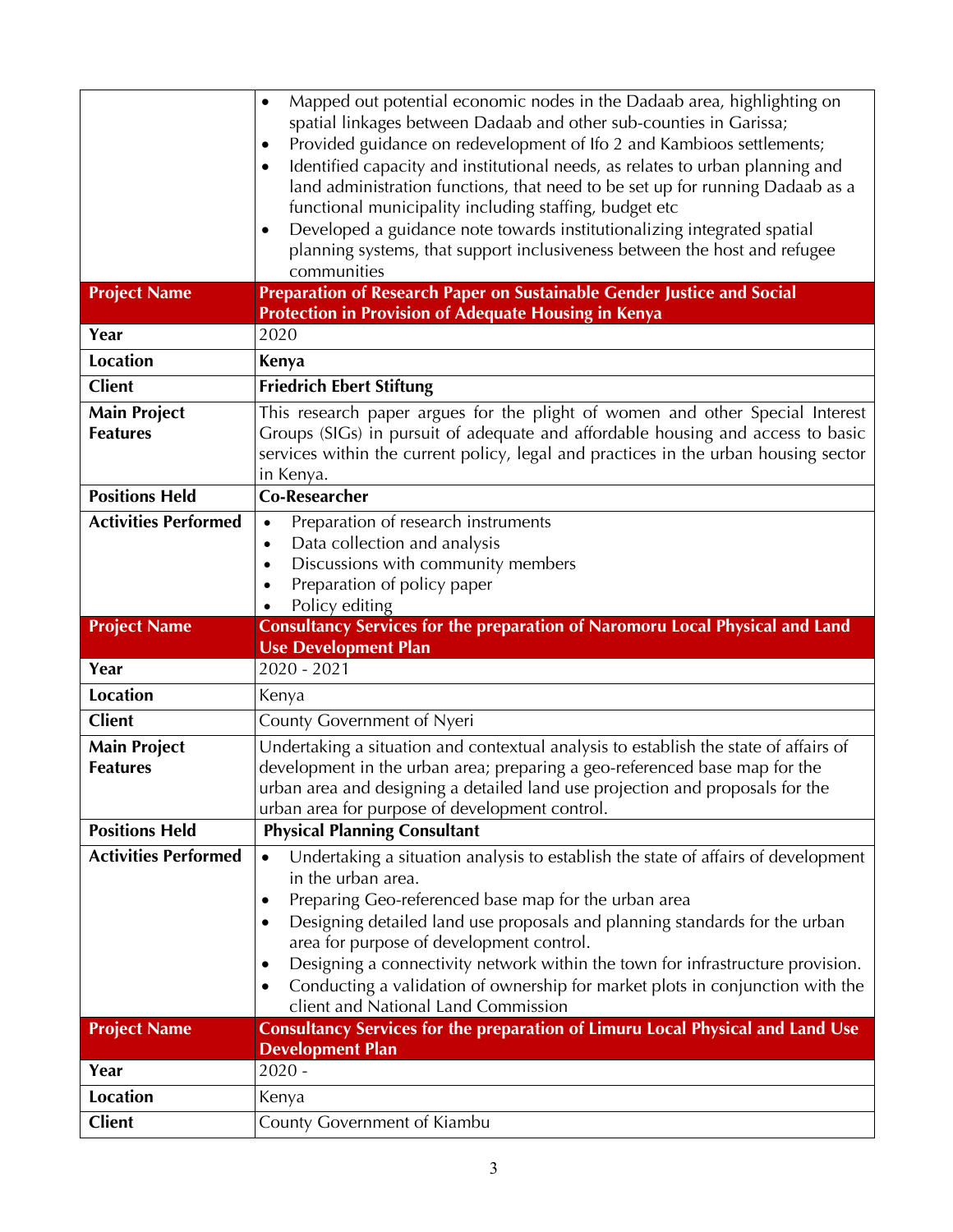| | |
|---|---|
| | • Mapped out potential economic nodes in the Dadaab area, highlighting on spatial linkages between Dadaab and other sub-counties in Garissa;<br>• Provided guidance on redevelopment of Ifo 2 and Kambioos settlements;<br>• Identified capacity and institutional needs, as relates to urban planning and land administration functions, that need to be set up for running Dadaab as a functional municipality including staffing, budget etc<br>• Developed a guidance note towards institutionalizing integrated spatial planning systems, that support inclusiveness between the host and refugee communities |
| **Project Name** | **Preparation of Research Paper on Sustainable Gender Justice and Social Protection in Provision of Adequate Housing in Kenya** |
| **Year** | 2020 |
| **Location** | **Kenya** |
| **Client** | **Friedrich Ebert Stiftung** |
| **Main Project Features** | This research paper argues for the plight of women and other Special Interest Groups (SIGs) in pursuit of adequate and affordable housing and access to basic services within the current policy, legal and practices in the urban housing sector in Kenya. |
| **Positions Held** | **Co-Researcher** |
| **Activities Performed** | • Preparation of research instruments<br>• Data collection and analysis<br>• Discussions with community members<br>• Preparation of policy paper<br>• Policy editing |
| **Project Name** | **Consultancy Services for the preparation of Naromoru Local Physical and Land Use Development Plan** |
| **Year** | 2020 - 2021 |
| **Location** | Kenya |
| **Client** | County Government of Nyeri |
| **Main Project Features** | Undertaking a situation and contextual analysis to establish the state of affairs of development in the urban area; preparing a geo-referenced base map for the urban area and designing a detailed land use projection and proposals for the urban area for purpose of development control. |
| **Positions Held** | **Physical Planning Consultant** |
| **Activities Performed** | • Undertaking a situation analysis to establish the state of affairs of development in the urban area.<br>• Preparing Geo-referenced base map for the urban area<br>• Designing detailed land use proposals and planning standards for the urban area for purpose of development control.<br>• Designing a connectivity network within the town for infrastructure provision.<br>• Conducting a validation of ownership for market plots in conjunction with the client and National Land Commission |
| **Project Name** | **Consultancy Services for the preparation of Limuru Local Physical and Land Use Development Plan** |
| **Year** | 2020 - |
| **Location** | Kenya |
| **Client** | County Government of Kiambu |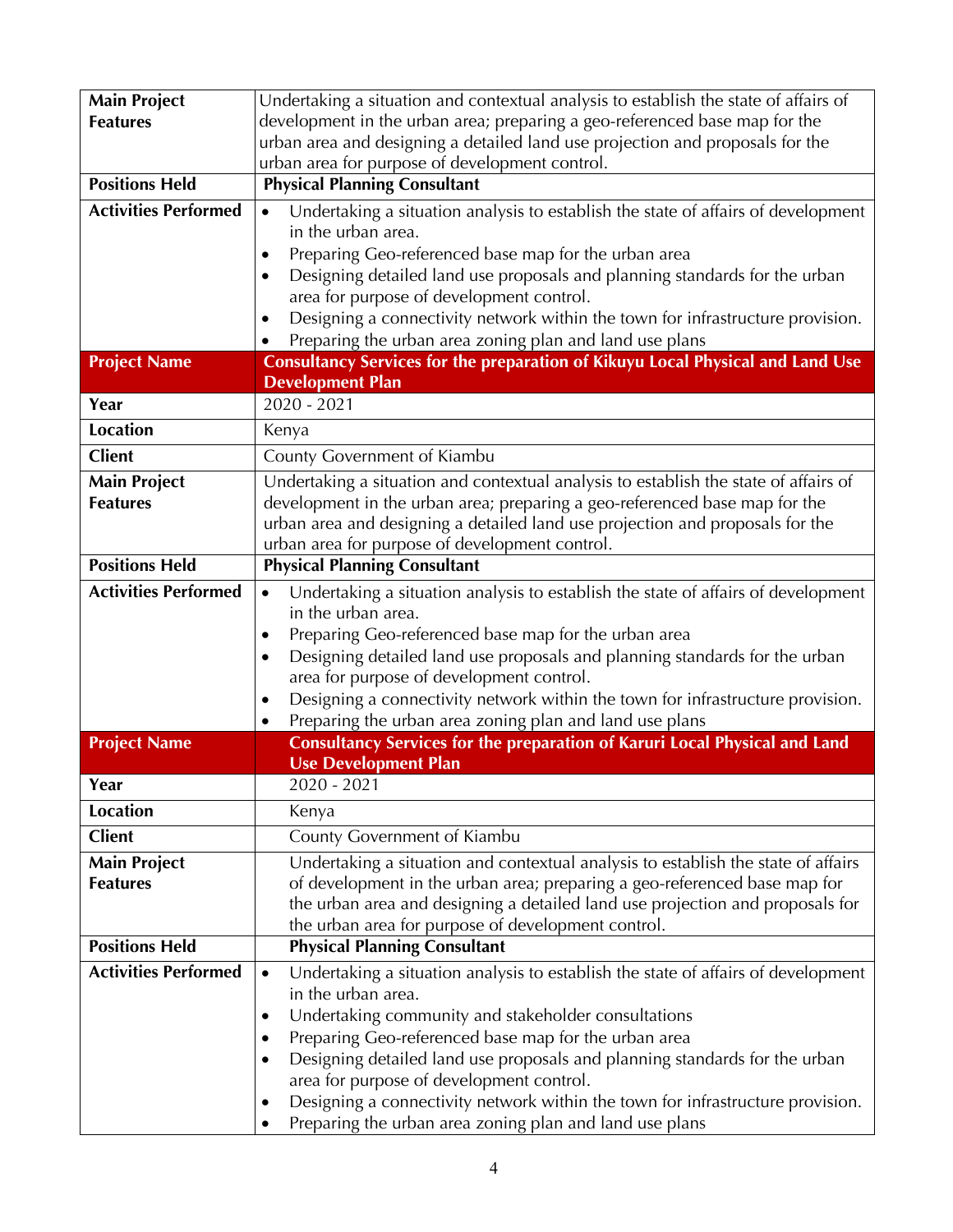| | |
|---|---|
| **Main Project Features** | Undertaking a situation and contextual analysis to establish the state of affairs of development in the urban area; preparing a geo-referenced base map for the urban area and designing a detailed land use projection and proposals for the urban area for purpose of development control. |
| **Positions Held** | **Physical Planning Consultant** |
| **Activities Performed** | • Undertaking a situation analysis to establish the state of affairs of development in the urban area.<br>• Preparing Geo-referenced base map for the urban area<br>• Designing detailed land use proposals and planning standards for the urban area for purpose of development control.<br>• Designing a connectivity network within the town for infrastructure provision.<br>• Preparing the urban area zoning plan and land use plans |
| **Project Name** | **Consultancy Services for the preparation of Kikuyu Local Physical and Land Use Development Plan** |
| **Year** | 2020 - 2021 |
| **Location** | Kenya |
| **Client** | County Government of Kiambu |
| **Main Project Features** | Undertaking a situation and contextual analysis to establish the state of affairs of development in the urban area; preparing a geo-referenced base map for the urban area and designing a detailed land use projection and proposals for the urban area for purpose of development control. |
| **Positions Held** | **Physical Planning Consultant** |
| **Activities Performed** | • Undertaking a situation analysis to establish the state of affairs of development in the urban area.<br>• Preparing Geo-referenced base map for the urban area<br>• Designing detailed land use proposals and planning standards for the urban area for purpose of development control.<br>• Designing a connectivity network within the town for infrastructure provision.<br>• Preparing the urban area zoning plan and land use plans |
| **Project Name** | **Consultancy Services for the preparation of Karuri Local Physical and Land Use Development Plan** |
| **Year** | 2020 - 2021 |
| **Location** | Kenya |
| **Client** | County Government of Kiambu |
| **Main Project Features** | Undertaking a situation and contextual analysis to establish the state of affairs of development in the urban area; preparing a geo-referenced base map for the urban area and designing a detailed land use projection and proposals for the urban area for purpose of development control. |
| **Positions Held** | **Physical Planning Consultant** |
| **Activities Performed** | • Undertaking a situation analysis to establish the state of affairs of development in the urban area.<br>• Undertaking community and stakeholder consultations<br>• Preparing Geo-referenced base map for the urban area<br>• Designing detailed land use proposals and planning standards for the urban area for purpose of development control.<br>• Designing a connectivity network within the town for infrastructure provision.<br>• Preparing the urban area zoning plan and land use plans |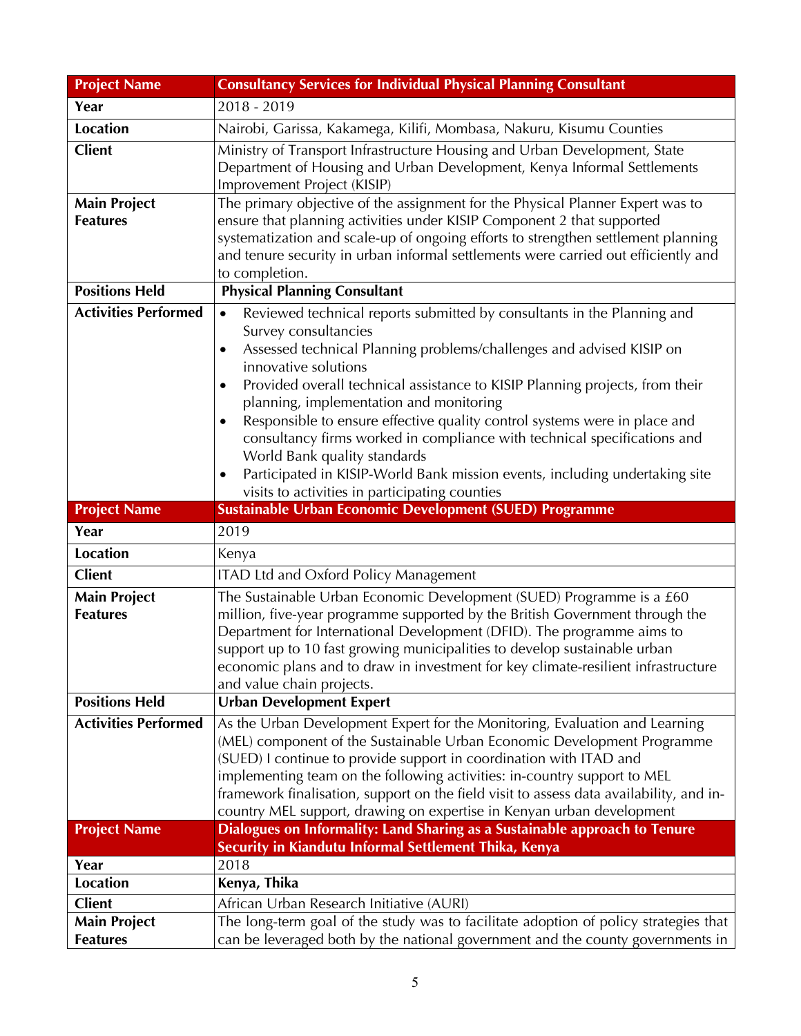| Project Name | Consultancy Services for Individual Physical Planning Consultant |
|---|---|
| **Year** | 2018 - 2019 |
| **Location** | Nairobi, Garissa, Kakamega, Kilifi, Mombasa, Nakuru, Kisumu Counties |
| **Client** | Ministry of Transport Infrastructure Housing and Urban Development, State Department of Housing and Urban Development, Kenya Informal Settlements Improvement Project (KISIP) |
| **Main Project Features** | The primary objective of the assignment for the Physical Planner Expert was to ensure that planning activities under KISIP Component 2 that supported systematization and scale-up of ongoing efforts to strengthen settlement planning and tenure security in urban informal settlements were carried out efficiently and to completion. |
| **Positions Held** | **Physical Planning Consultant** |
| **Activities Performed** | • Reviewed technical reports submitted by consultants in the Planning and Survey consultancies<br>• Assessed technical Planning problems/challenges and advised KISIP on innovative solutions<br>• Provided overall technical assistance to KISIP Planning projects, from their planning, implementation and monitoring<br>• Responsible to ensure effective quality control systems were in place and consultancy firms worked in compliance with technical specifications and World Bank quality standards<br>• Participated in KISIP-World Bank mission events, including undertaking site visits to activities in participating counties |
| **Project Name** | **Sustainable Urban Economic Development (SUED) Programme** |
| **Year** | 2019 |
| **Location** | Kenya |
| **Client** | ITAD Ltd and Oxford Policy Management |
| **Main Project Features** | The Sustainable Urban Economic Development (SUED) Programme is a £60 million, five-year programme supported by the British Government through the Department for International Development (DFID). The programme aims to support up to 10 fast growing municipalities to develop sustainable urban economic plans and to draw in investment for key climate-resilient infrastructure and value chain projects. |
| **Positions Held** | **Urban Development Expert** |
| **Activities Performed** | As the Urban Development Expert for the Monitoring, Evaluation and Learning (MEL) component of the Sustainable Urban Economic Development Programme (SUED) I continue to provide support in coordination with ITAD and implementing team on the following activities: in-country support to MEL framework finalisation, support on the field visit to assess data availability, and in-country MEL support, drawing on expertise in Kenyan urban development |
| **Project Name** | **Dialogues on Informality: Land Sharing as a Sustainable approach to Tenure Security in Kiandutu Informal Settlement Thika, Kenya** |
| **Year** | 2018 |
| **Location** | **Kenya, Thika** |
| **Client** | African Urban Research Initiative (AURI) |
| **Main Project Features** | The long-term goal of the study was to facilitate adoption of policy strategies that can be leveraged both by the national government and the county governments in |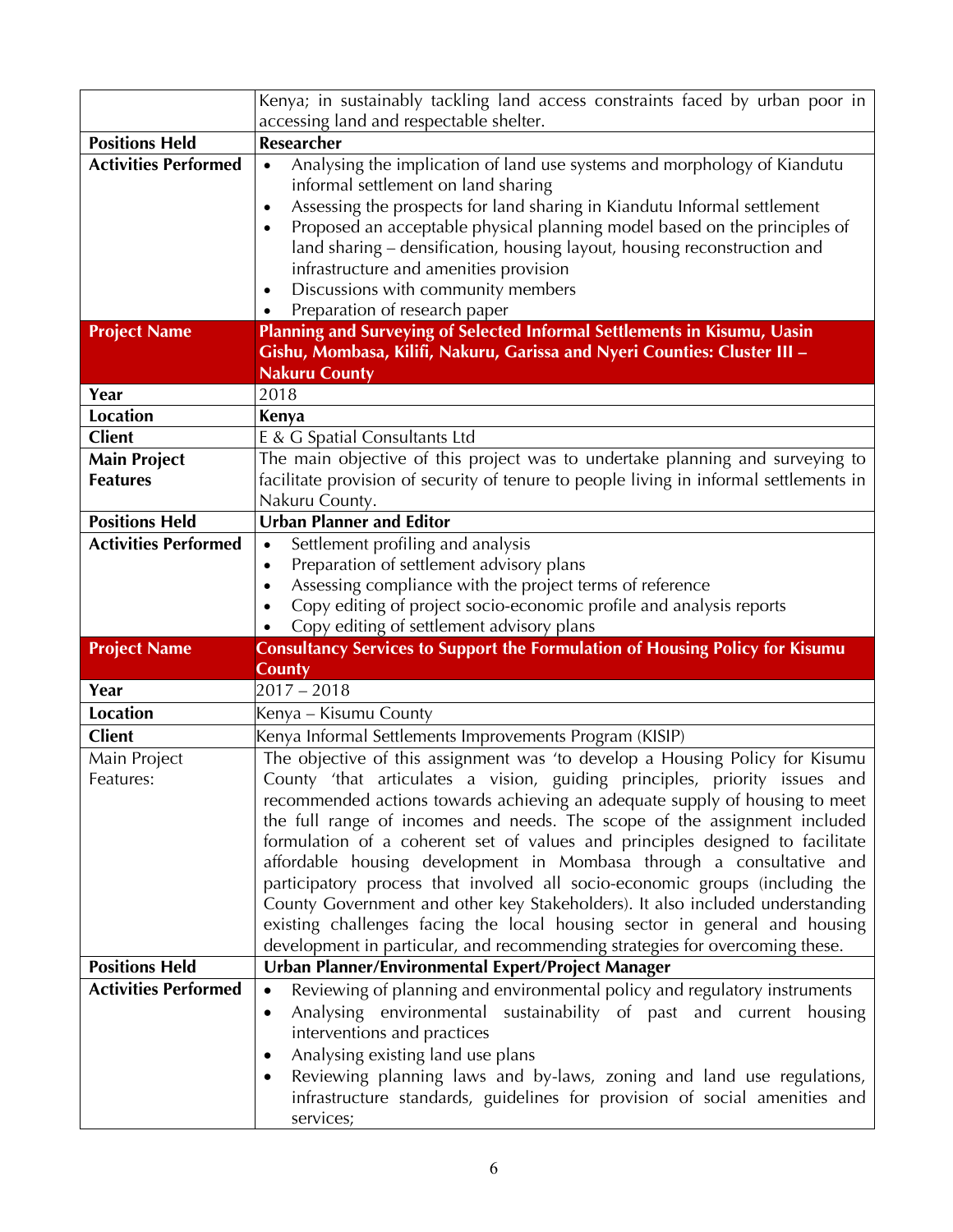| | |
|---|---|
| | Kenya; in sustainably tackling land access constraints faced by urban poor in accessing land and respectable shelter. |
| **Positions Held** | **Researcher** |
| **Activities Performed** | • Analysing the implication of land use systems and morphology of Kiandutu informal settlement on land sharing<br>• Assessing the prospects for land sharing in Kiandutu Informal settlement<br>• Proposed an acceptable physical planning model based on the principles of land sharing – densification, housing layout, housing reconstruction and infrastructure and amenities provision<br>• Discussions with community members<br>• Preparation of research paper |
| **Project Name** | **Planning and Surveying of Selected Informal Settlements in Kisumu, Uasin Gishu, Mombasa, Kilifi, Nakuru, Garissa and Nyeri Counties: Cluster III – Nakuru County** |
| **Year** | 2018 |
| **Location** | **Kenya** |
| **Client** | E & G Spatial Consultants Ltd |
| **Main Project Features** | The main objective of this project was to undertake planning and surveying to facilitate provision of security of tenure to people living in informal settlements in Nakuru County. |
| **Positions Held** | **Urban Planner and Editor** |
| **Activities Performed** | • Settlement profiling and analysis<br>• Preparation of settlement advisory plans<br>• Assessing compliance with the project terms of reference<br>• Copy editing of project socio-economic profile and analysis reports<br>• Copy editing of settlement advisory plans |
| **Project Name** | **Consultancy Services to Support the Formulation of Housing Policy for Kisumu County** |
| **Year** | 2017 – 2018 |
| **Location** | Kenya – Kisumu County |
| **Client** | Kenya Informal Settlements Improvements Program (KISIP) |
| Main Project Features: | The objective of this assignment was 'to develop a Housing Policy for Kisumu County 'that articulates a vision, guiding principles, priority issues and recommended actions towards achieving an adequate supply of housing to meet the full range of incomes and needs. The scope of the assignment included formulation of a coherent set of values and principles designed to facilitate affordable housing development in Mombasa through a consultative and participatory process that involved all socio-economic groups (including the County Government and other key Stakeholders). It also included understanding existing challenges facing the local housing sector in general and housing development in particular, and recommending strategies for overcoming these. |
| **Positions Held** | **Urban Planner/Environmental Expert/Project Manager** |
| **Activities Performed** | • Reviewing of planning and environmental policy and regulatory instruments<br>• Analysing environmental sustainability of past and current housing interventions and practices<br>• Analysing existing land use plans<br>• Reviewing planning laws and by-laws, zoning and land use regulations, infrastructure standards, guidelines for provision of social amenities and services; |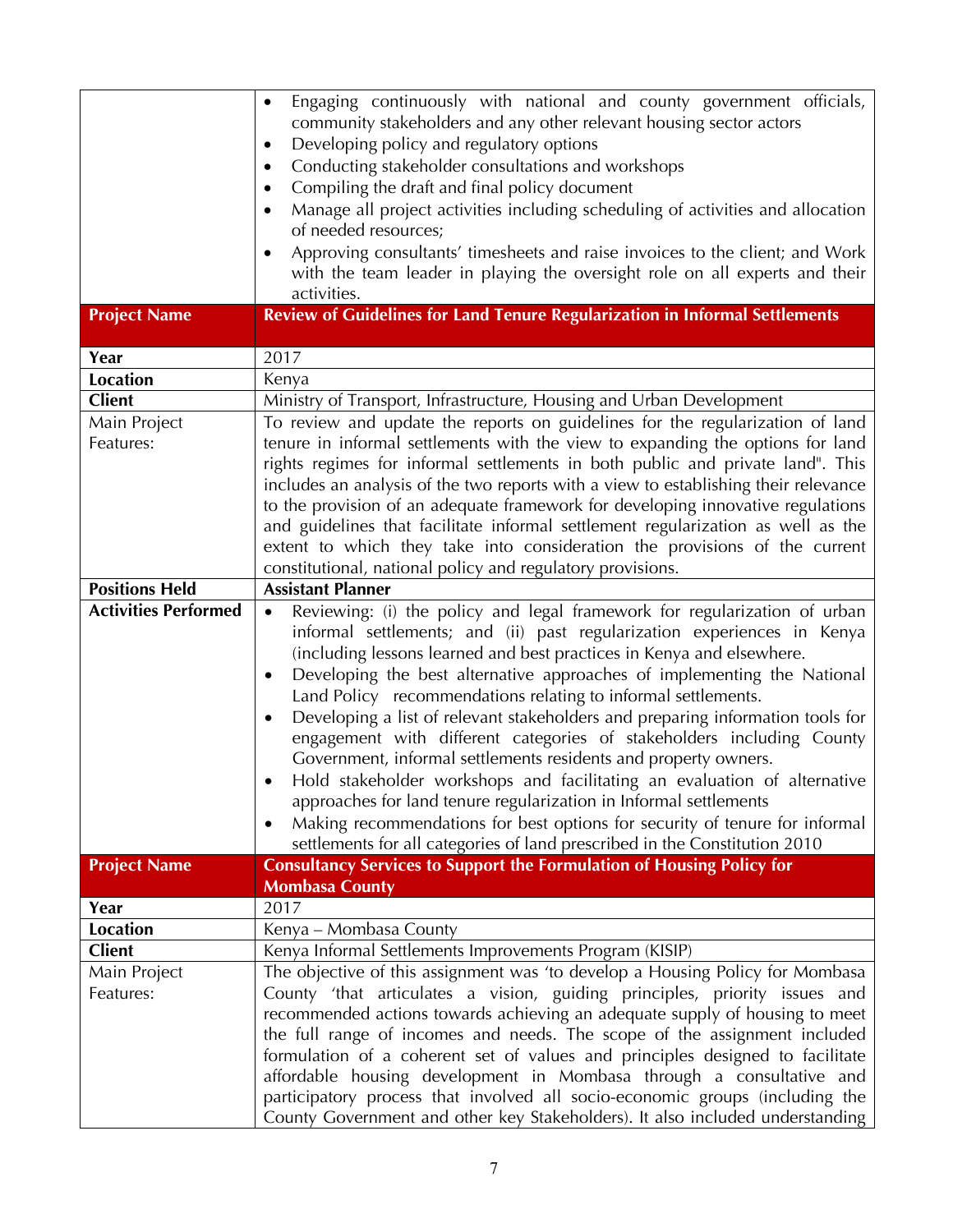| | |
|---|---|
| | • Engaging continuously with national and county government officials, community stakeholders and any other relevant housing sector actors<br>• Developing policy and regulatory options<br>• Conducting stakeholder consultations and workshops<br>• Compiling the draft and final policy document<br>• Manage all project activities including scheduling of activities and allocation of needed resources;<br>• Approving consultants' timesheets and raise invoices to the client; and Work with the team leader in playing the oversight role on all experts and their activities. |
| **Project Name** | **Review of Guidelines for Land Tenure Regularization in Informal Settlements** |
| **Year** | 2017 |
| **Location** | Kenya |
| **Client** | Ministry of Transport, Infrastructure, Housing and Urban Development |
| Main Project Features: | To review and update the reports on guidelines for the regularization of land tenure in informal settlements with the view to expanding the options for land rights regimes for informal settlements in both public and private land". This includes an analysis of the two reports with a view to establishing their relevance to the provision of an adequate framework for developing innovative regulations and guidelines that facilitate informal settlement regularization as well as the extent to which they take into consideration the provisions of the current constitutional, national policy and regulatory provisions. |
| **Positions Held** | **Assistant Planner** |
| **Activities Performed** | • Reviewing: (i) the policy and legal framework for regularization of urban informal settlements; and (ii) past regularization experiences in Kenya (including lessons learned and best practices in Kenya and elsewhere.<br>• Developing the best alternative approaches of implementing the National Land Policy recommendations relating to informal settlements.<br>• Developing a list of relevant stakeholders and preparing information tools for engagement with different categories of stakeholders including County Government, informal settlements residents and property owners.<br>• Hold stakeholder workshops and facilitating an evaluation of alternative approaches for land tenure regularization in Informal settlements<br>• Making recommendations for best options for security of tenure for informal settlements for all categories of land prescribed in the Constitution 2010 |
| **Project Name** | **Consultancy Services to Support the Formulation of Housing Policy for Mombasa County** |
| **Year** | 2017 |
| **Location** | Kenya – Mombasa County |
| **Client** | Kenya Informal Settlements Improvements Program (KISIP) |
| Main Project Features: | The objective of this assignment was 'to develop a Housing Policy for Mombasa County 'that articulates a vision, guiding principles, priority issues and recommended actions towards achieving an adequate supply of housing to meet the full range of incomes and needs. The scope of the assignment included formulation of a coherent set of values and principles designed to facilitate affordable housing development in Mombasa through a consultative and participatory process that involved all socio-economic groups (including the County Government and other key Stakeholders). It also included understanding |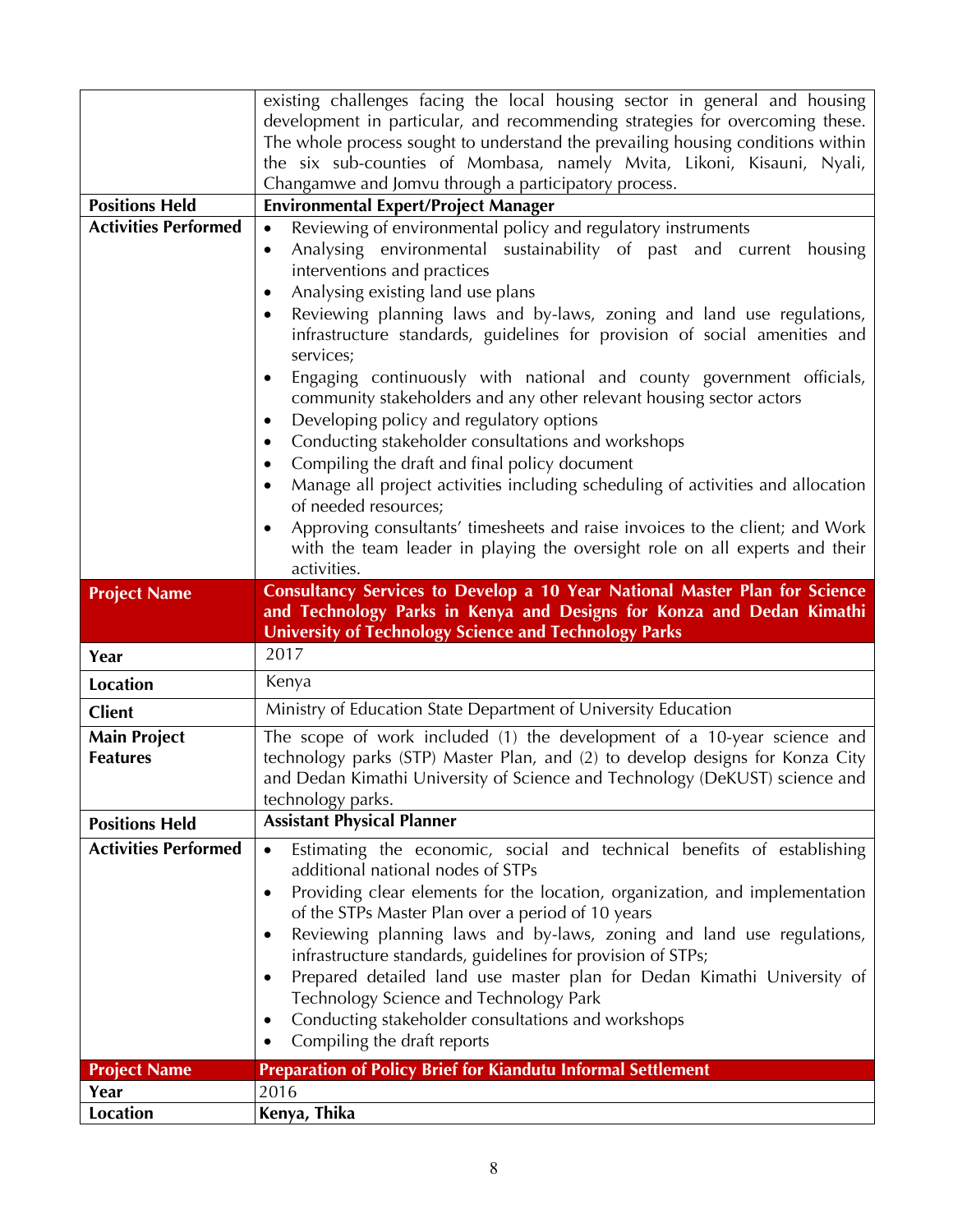| | |
|---|---|
| | existing challenges facing the local housing sector in general and housing development in particular, and recommending strategies for overcoming these. The whole process sought to understand the prevailing housing conditions within the six sub-counties of Mombasa, namely Mvita, Likoni, Kisauni, Nyali, Changamwe and Jomvu through a participatory process. |
| **Positions Held** | **Environmental Expert/Project Manager** |
| **Activities Performed** | • Reviewing of environmental policy and regulatory instruments<br>• Analysing environmental sustainability of past and current housing interventions and practices<br>• Analysing existing land use plans<br>• Reviewing planning laws and by-laws, zoning and land use regulations, infrastructure standards, guidelines for provision of social amenities and services;<br>• Engaging continuously with national and county government officials, community stakeholders and any other relevant housing sector actors<br>• Developing policy and regulatory options<br>• Conducting stakeholder consultations and workshops<br>• Compiling the draft and final policy document<br>• Manage all project activities including scheduling of activities and allocation of needed resources;<br>• Approving consultants' timesheets and raise invoices to the client; and Work with the team leader in playing the oversight role on all experts and their activities. |
| **Project Name** | **Consultancy Services to Develop a 10 Year National Master Plan for Science and Technology Parks in Kenya and Designs for Konza and Dedan Kimathi University of Technology Science and Technology Parks** |
| **Year** | 2017 |
| **Location** | Kenya |
| **Client** | Ministry of Education State Department of University Education |
| **Main Project Features** | The scope of work included (1) the development of a 10-year science and technology parks (STP) Master Plan, and (2) to develop designs for Konza City and Dedan Kimathi University of Science and Technology (DeKUST) science and technology parks. |
| **Positions Held** | **Assistant Physical Planner** |
| **Activities Performed** | • Estimating the economic, social and technical benefits of establishing additional national nodes of STPs<br>• Providing clear elements for the location, organization, and implementation of the STPs Master Plan over a period of 10 years<br>• Reviewing planning laws and by-laws, zoning and land use regulations, infrastructure standards, guidelines for provision of STPs;<br>• Prepared detailed land use master plan for Dedan Kimathi University of Technology Science and Technology Park<br>• Conducting stakeholder consultations and workshops<br>• Compiling the draft reports |
| **Project Name** | **Preparation of Policy Brief for Kiandutu Informal Settlement** |
| **Year** | 2016 |
| **Location** | **Kenya, Thika** |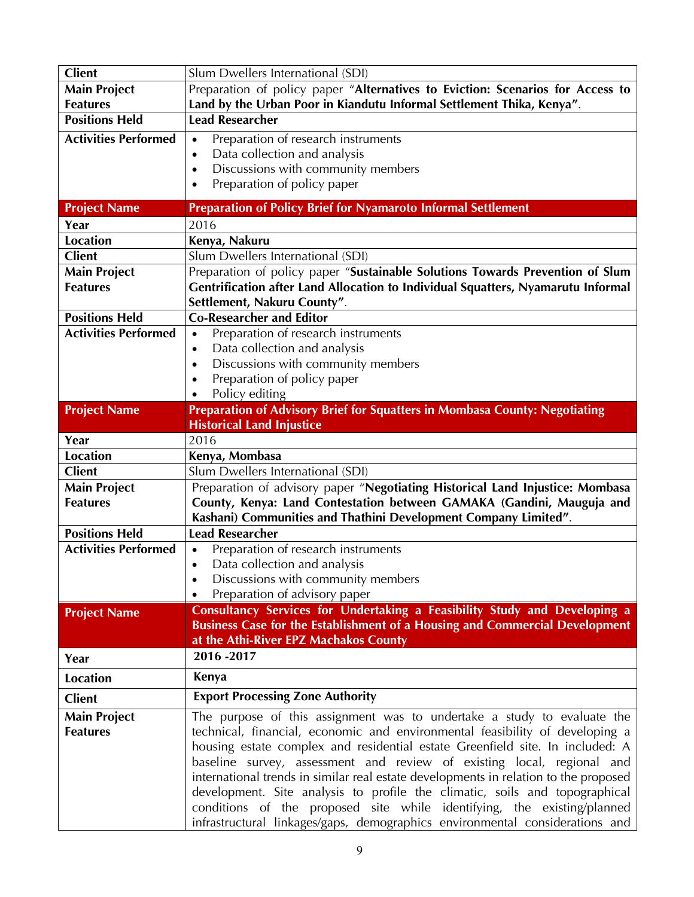| | |
|---|---|
| **Client** | Slum Dwellers International (SDI) |
| **Main Project Features** | Preparation of policy paper "**Alternatives to Eviction: Scenarios for Access to Land by the Urban Poor in Kiandutu Informal Settlement Thika, Kenya"**. |
| **Positions Held** | **Lead Researcher** |
| **Activities Performed** | • Preparation of research instruments<br>• Data collection and analysis<br>• Discussions with community members<br>• Preparation of policy paper |
| **Project Name** | **Preparation of Policy Brief for Nyamaroto Informal Settlement** |
| **Year** | 2016 |
| **Location** | **Kenya, Nakuru** |
| **Client** | Slum Dwellers International (SDI) |
| **Main Project Features** | Preparation of policy paper "**Sustainable Solutions Towards Prevention of Slum Gentrification after Land Allocation to Individual Squatters, Nyamarutu Informal Settlement, Nakuru County"**. |
| **Positions Held** | **Co-Researcher and Editor** |
| **Activities Performed** | • Preparation of research instruments<br>• Data collection and analysis<br>• Discussions with community members<br>• Preparation of policy paper<br>• Policy editing |
| **Project Name** | **Preparation of Advisory Brief for Squatters in Mombasa County: Negotiating Historical Land Injustice** |
| **Year** | 2016 |
| **Location** | **Kenya, Mombasa** |
| **Client** | Slum Dwellers International (SDI) |
| **Main Project Features** | Preparation of advisory paper "**Negotiating Historical Land Injustice: Mombasa County, Kenya: Land Contestation between GAMAKA (Gandini, Mauguja and Kashani) Communities and Thathini Development Company Limited"**. |
| **Positions Held** | **Lead Researcher** |
| **Activities Performed** | • Preparation of research instruments<br>• Data collection and analysis<br>• Discussions with community members<br>• Preparation of advisory paper |
| **Project Name** | **Consultancy Services for Undertaking a Feasibility Study and Developing a Business Case for the Establishment of a Housing and Commercial Development at the Athi-River EPZ Machakos County** |
| **Year** | **2016 -2017** |
| **Location** | **Kenya** |
| **Client** | **Export Processing Zone Authority** |
| **Main Project Features** | The purpose of this assignment was to undertake a study to evaluate the technical, financial, economic and environmental feasibility of developing a housing estate complex and residential estate Greenfield site. In included: A baseline survey, assessment and review of existing local, regional and international trends in similar real estate developments in relation to the proposed development. Site analysis to profile the climatic, soils and topographical conditions of the proposed site while identifying, the existing/planned infrastructural linkages/gaps, demographics environmental considerations and |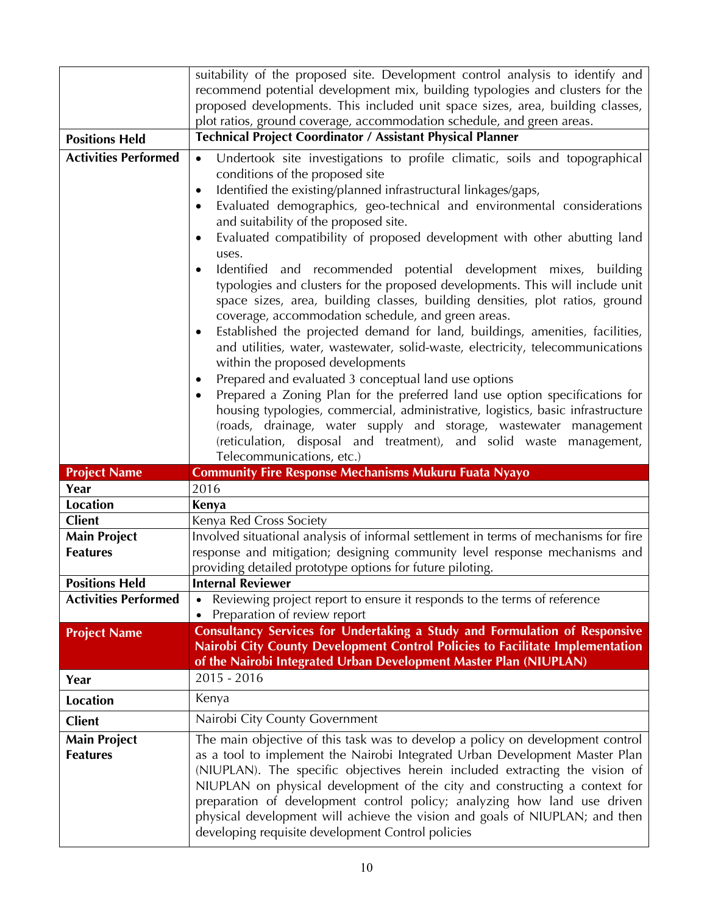| | |
|---|---|
| | suitability of the proposed site. Development control analysis to identify and recommend potential development mix, building typologies and clusters for the proposed developments. This included unit space sizes, area, building classes, plot ratios, ground coverage, accommodation schedule, and green areas. |
| **Positions Held** | **Technical Project Coordinator / Assistant Physical Planner** |
| **Activities Performed** | • Undertook site investigations to profile climatic, soils and topographical conditions of the proposed site<br>• Identified the existing/planned infrastructural linkages/gaps,<br>• Evaluated demographics, geo-technical and environmental considerations and suitability of the proposed site.<br>• Evaluated compatibility of proposed development with other abutting land uses.<br>• Identified and recommended potential development mixes, building typologies and clusters for the proposed developments. This will include unit space sizes, area, building classes, building densities, plot ratios, ground coverage, accommodation schedule, and green areas.<br>• Established the projected demand for land, buildings, amenities, facilities, and utilities, water, wastewater, solid-waste, electricity, telecommunications within the proposed developments<br>• Prepared and evaluated 3 conceptual land use options<br>• Prepared a Zoning Plan for the preferred land use option specifications for housing typologies, commercial, administrative, logistics, basic infrastructure (roads, drainage, water supply and storage, wastewater management (reticulation, disposal and treatment), and solid waste management, Telecommunications, etc.) |
| **Project Name** | **Community Fire Response Mechanisms Mukuru Fuata Nyayo** |
| **Year** | 2016 |
| **Location** | **Kenya** |
| **Client** | Kenya Red Cross Society |
| **Main Project Features** | Involved situational analysis of informal settlement in terms of mechanisms for fire response and mitigation; designing community level response mechanisms and providing detailed prototype options for future piloting. |
| **Positions Held** | **Internal Reviewer** |
| **Activities Performed** | • Reviewing project report to ensure it responds to the terms of reference<br>• Preparation of review report |
| **Project Name** | **Consultancy Services for Undertaking a Study and Formulation of Responsive Nairobi City County Development Control Policies to Facilitate Implementation of the Nairobi Integrated Urban Development Master Plan (NIUPLAN)** |
| **Year** | 2015 - 2016 |
| **Location** | Kenya |
| **Client** | Nairobi City County Government |
| **Main Project Features** | The main objective of this task was to develop a policy on development control as a tool to implement the Nairobi Integrated Urban Development Master Plan (NIUPLAN). The specific objectives herein included extracting the vision of NIUPLAN on physical development of the city and constructing a context for preparation of development control policy; analyzing how land use driven physical development will achieve the vision and goals of NIUPLAN; and then developing requisite development Control policies |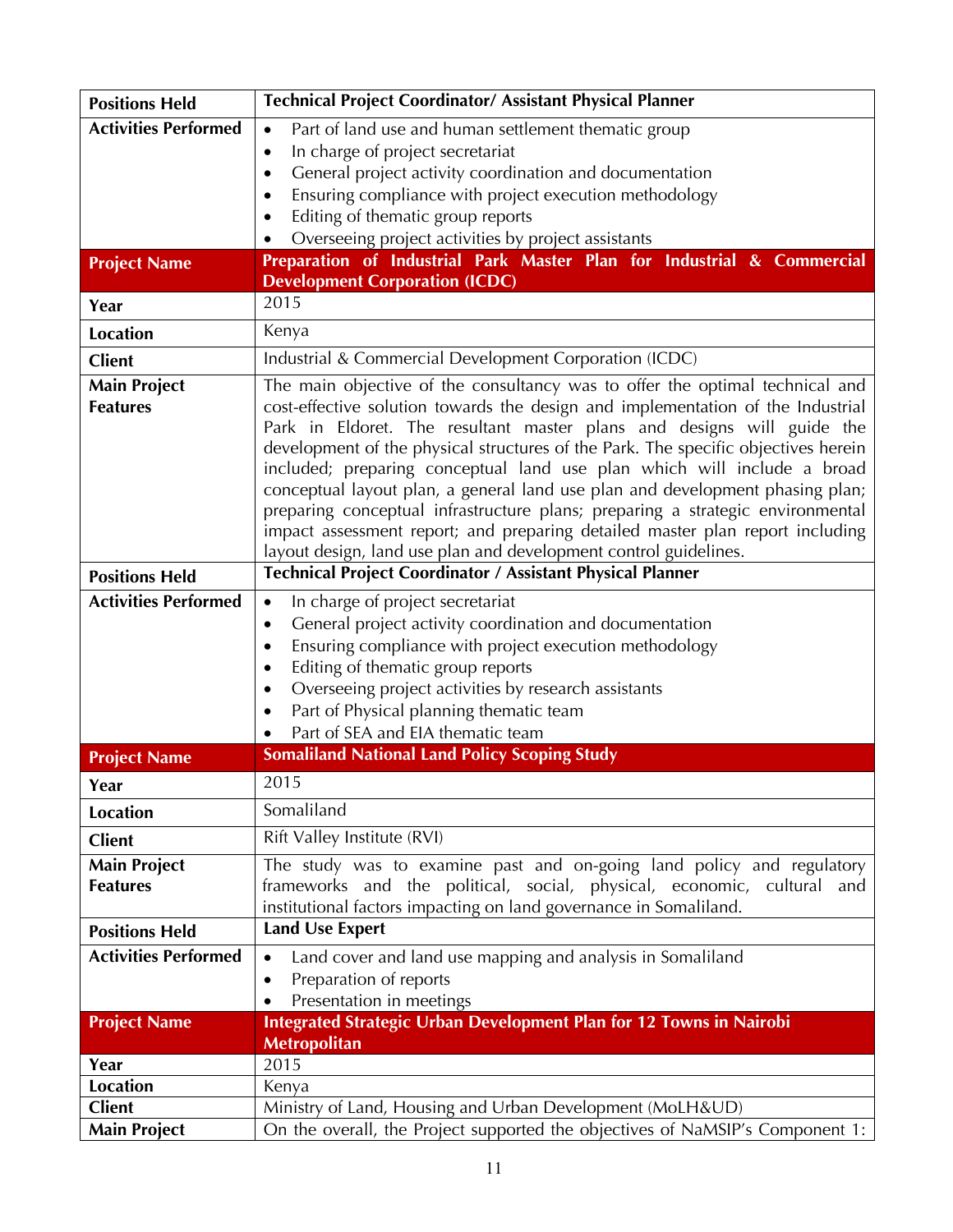| Positions Held | Technical Project Coordinator/ Assistant Physical Planner |
|---|---|
| Activities Performed | • Part of land use and human settlement thematic group<br>• In charge of project secretariat<br>• General project activity coordination and documentation<br>• Ensuring compliance with project execution methodology<br>• Editing of thematic group reports<br>• Overseeing project activities by project assistants |
| **Project Name** | **Preparation of Industrial Park Master Plan for Industrial & Commercial Development Corporation (ICDC)** |
| Year | 2015 |
| Location | Kenya |
| Client | Industrial & Commercial Development Corporation (ICDC) |
| Main Project Features | The main objective of the consultancy was to offer the optimal technical and cost-effective solution towards the design and implementation of the Industrial Park in Eldoret. The resultant master plans and designs will guide the development of the physical structures of the Park. The specific objectives herein included; preparing conceptual land use plan which will include a broad conceptual layout plan, a general land use plan and development phasing plan; preparing conceptual infrastructure plans; preparing a strategic environmental impact assessment report; and preparing detailed master plan report including layout design, land use plan and development control guidelines. |
| Positions Held | **Technical Project Coordinator / Assistant Physical Planner** |
| Activities Performed | • In charge of project secretariat<br>• General project activity coordination and documentation<br>• Ensuring compliance with project execution methodology<br>• Editing of thematic group reports<br>• Overseeing project activities by research assistants<br>• Part of Physical planning thematic team<br>• Part of SEA and EIA thematic team |
| **Project Name** | **Somaliland National Land Policy Scoping Study** |
| Year | 2015 |
| Location | Somaliland |
| Client | Rift Valley Institute (RVI) |
| Main Project Features | The study was to examine past and on-going land policy and regulatory frameworks and the political, social, physical, economic, cultural and institutional factors impacting on land governance in Somaliland. |
| Positions Held | **Land Use Expert** |
| Activities Performed | • Land cover and land use mapping and analysis in Somaliland<br>• Preparation of reports<br>• Presentation in meetings |
| **Project Name** | **Integrated Strategic Urban Development Plan for 12 Towns in Nairobi Metropolitan** |
| Year | 2015 |
| Location | Kenya |
| Client | Ministry of Land, Housing and Urban Development (MoLH&UD) |
| Main Project | On the overall, the Project supported the objectives of NaMSIP's Component 1: |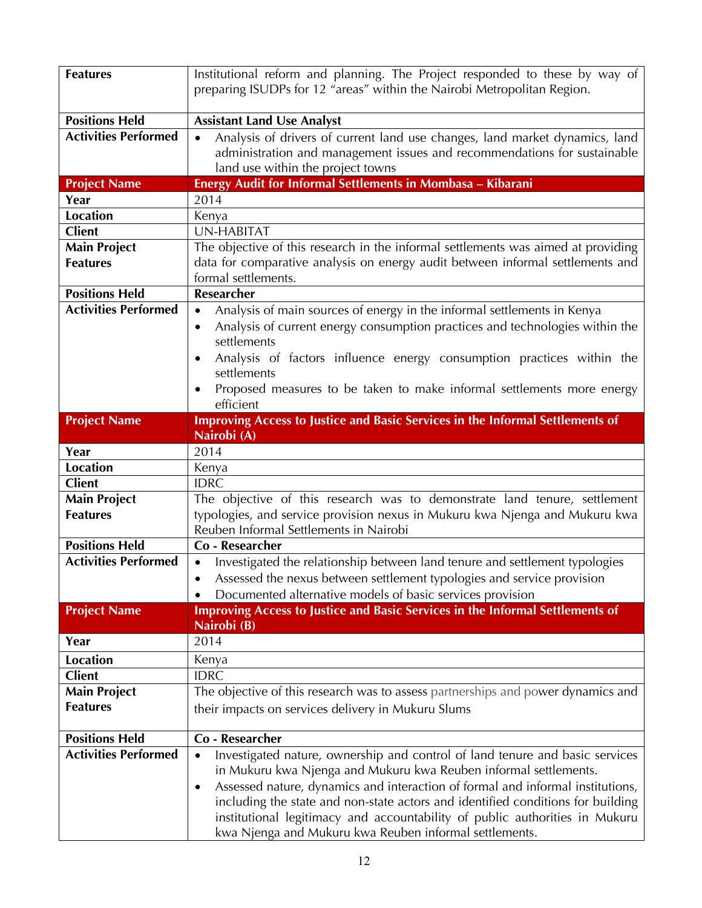| Features | Institutional reform and planning. The Project responded to these by way of preparing ISUDPs for 12 "areas" within the Nairobi Metropolitan Region. |
|---|---|
| **Positions Held** | **Assistant Land Use Analyst** |
| **Activities Performed** | • Analysis of drivers of current land use changes, land market dynamics, land administration and management issues and recommendations for sustainable land use within the project towns |
| **Project Name** | **Energy Audit for Informal Settlements in Mombasa – Kibarani** |
| **Year** | 2014 |
| **Location** | Kenya |
| **Client** | UN-HABITAT |
| **Main Project Features** | The objective of this research in the informal settlements was aimed at providing data for comparative analysis on energy audit between informal settlements and formal settlements. |
| **Positions Held** | **Researcher** |
| **Activities Performed** | • Analysis of main sources of energy in the informal settlements in Kenya<br>• Analysis of current energy consumption practices and technologies within the settlements<br>• Analysis of factors influence energy consumption practices within the settlements<br>• Proposed measures to be taken to make informal settlements more energy efficient |
| **Project Name** | **Improving Access to Justice and Basic Services in the Informal Settlements of Nairobi (A)** |
| **Year** | 2014 |
| **Location** | Kenya |
| **Client** | IDRC |
| **Main Project Features** | The objective of this research was to demonstrate land tenure, settlement typologies, and service provision nexus in Mukuru kwa Njenga and Mukuru kwa Reuben Informal Settlements in Nairobi |
| **Positions Held** | **Co - Researcher** |
| **Activities Performed** | • Investigated the relationship between land tenure and settlement typologies<br>• Assessed the nexus between settlement typologies and service provision<br>• Documented alternative models of basic services provision |
| **Project Name** | **Improving Access to Justice and Basic Services in the Informal Settlements of Nairobi (B)** |
| **Year** | 2014 |
| **Location** | Kenya |
| **Client** | IDRC |
| **Main Project Features** | The objective of this research was to assess partnerships and power dynamics and their impacts on services delivery in Mukuru Slums |
| **Positions Held** | **Co - Researcher** |
| **Activities Performed** | • Investigated nature, ownership and control of land tenure and basic services in Mukuru kwa Njenga and Mukuru kwa Reuben informal settlements.<br>• Assessed nature, dynamics and interaction of formal and informal institutions, including the state and non-state actors and identified conditions for building institutional legitimacy and accountability of public authorities in Mukuru kwa Njenga and Mukuru kwa Reuben informal settlements. |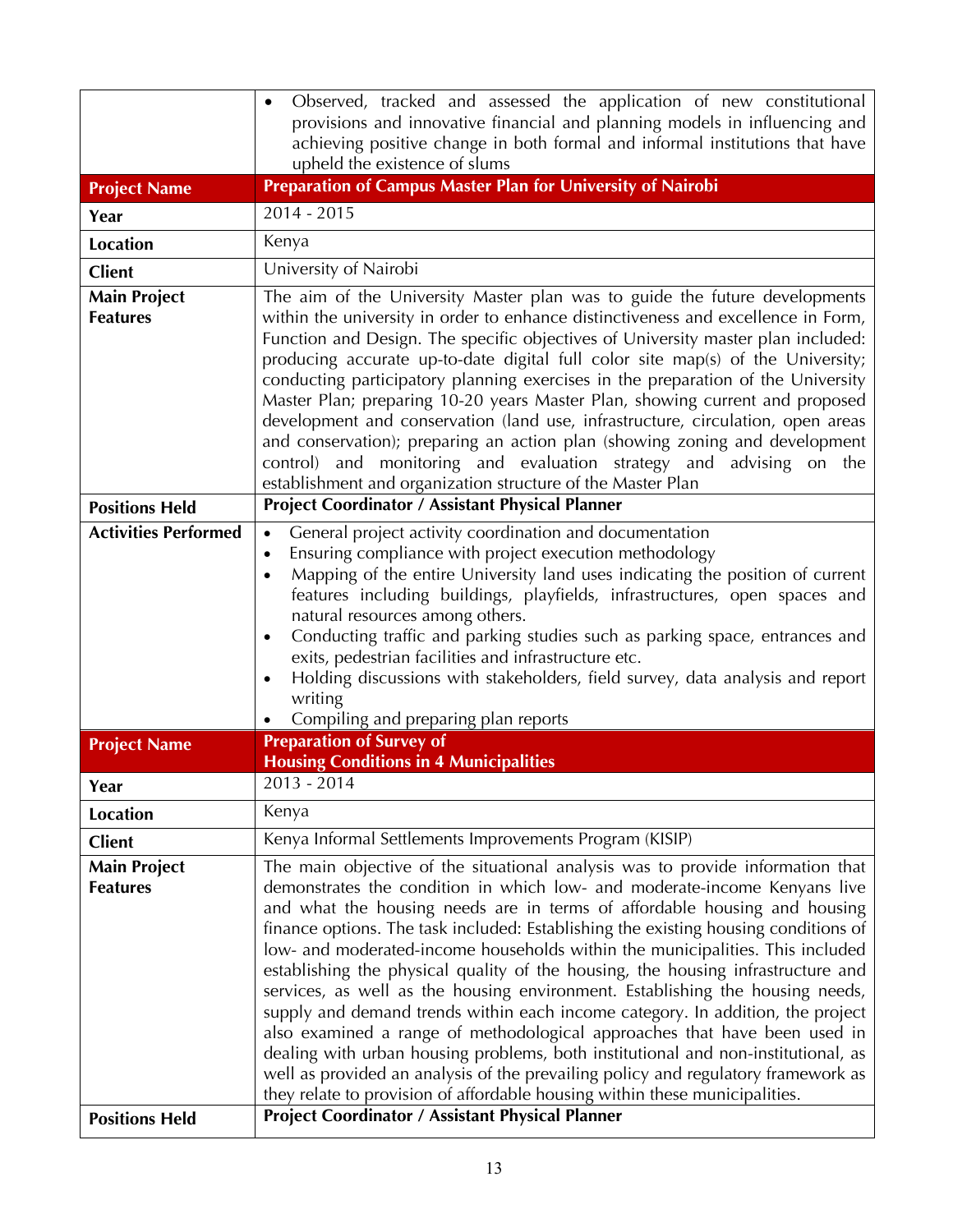| | |
|---|---|
| | • Observed, tracked and assessed the application of new constitutional provisions and innovative financial and planning models in influencing and achieving positive change in both formal and informal institutions that have upheld the existence of slums |
| **Project Name** | **Preparation of Campus Master Plan for University of Nairobi** |
| **Year** | 2014 - 2015 |
| **Location** | Kenya |
| **Client** | University of Nairobi |
| **Main Project Features** | The aim of the University Master plan was to guide the future developments within the university in order to enhance distinctiveness and excellence in Form, Function and Design. The specific objectives of University master plan included: producing accurate up-to-date digital full color site map(s) of the University; conducting participatory planning exercises in the preparation of the University Master Plan; preparing 10-20 years Master Plan, showing current and proposed development and conservation (land use, infrastructure, circulation, open areas and conservation); preparing an action plan (showing zoning and development control) and monitoring and evaluation strategy and advising on the establishment and organization structure of the Master Plan |
| **Positions Held** | **Project Coordinator / Assistant Physical Planner** |
| **Activities Performed** | • General project activity coordination and documentation<br>• Ensuring compliance with project execution methodology<br>• Mapping of the entire University land uses indicating the position of current features including buildings, playfields, infrastructures, open spaces and natural resources among others.<br>• Conducting traffic and parking studies such as parking space, entrances and exits, pedestrian facilities and infrastructure etc.<br>• Holding discussions with stakeholders, field survey, data analysis and report writing<br>• Compiling and preparing plan reports |
| **Project Name** | **Preparation of Survey of Housing Conditions in 4 Municipalities** |
| **Year** | 2013 - 2014 |
| **Location** | Kenya |
| **Client** | Kenya Informal Settlements Improvements Program (KISIP) |
| **Main Project Features** | The main objective of the situational analysis was to provide information that demonstrates the condition in which low- and moderate-income Kenyans live and what the housing needs are in terms of affordable housing and housing finance options. The task included: Establishing the existing housing conditions of low- and moderated-income households within the municipalities. This included establishing the physical quality of the housing, the housing infrastructure and services, as well as the housing environment. Establishing the housing needs, supply and demand trends within each income category. In addition, the project also examined a range of methodological approaches that have been used in dealing with urban housing problems, both institutional and non-institutional, as well as provided an analysis of the prevailing policy and regulatory framework as they relate to provision of affordable housing within these municipalities. |
| **Positions Held** | **Project Coordinator / Assistant Physical Planner** |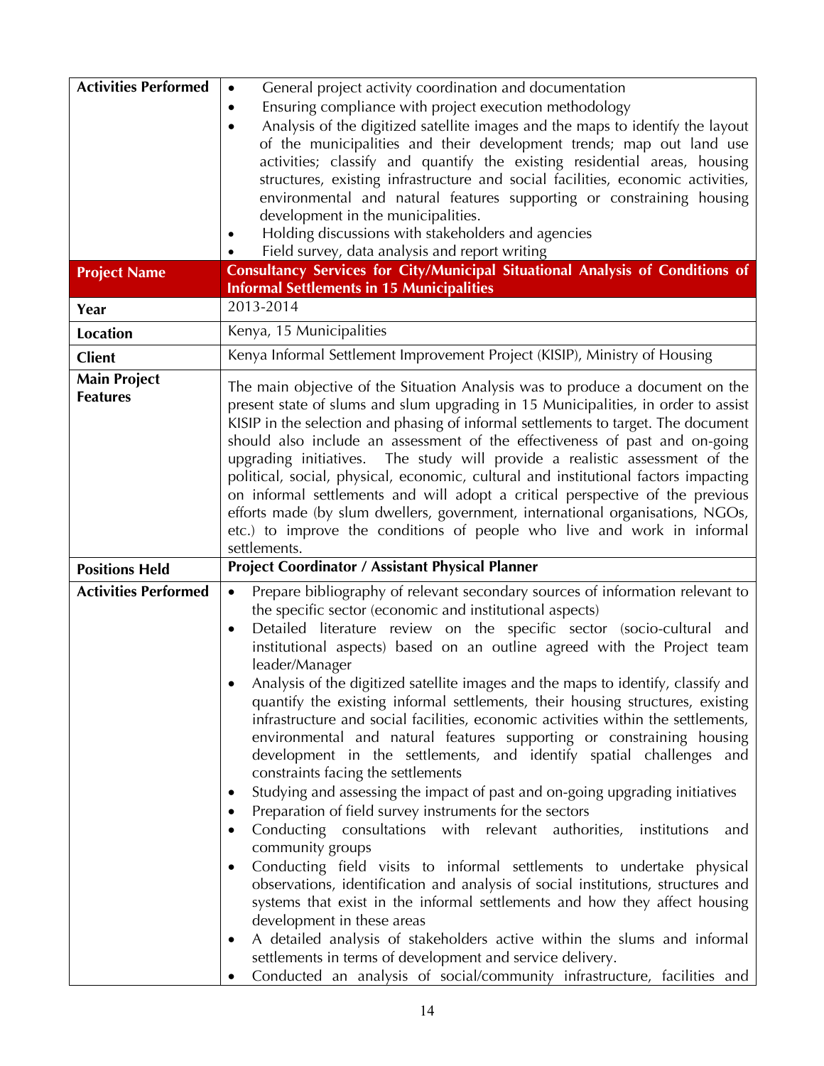| | |
|---|---|
| **Activities Performed** | • General project activity coordination and documentation<br>• Ensuring compliance with project execution methodology<br>• Analysis of the digitized satellite images and the maps to identify the layout of the municipalities and their development trends; map out land use activities; classify and quantify the existing residential areas, housing structures, existing infrastructure and social facilities, economic activities, environmental and natural features supporting or constraining housing development in the municipalities.<br>• Holding discussions with stakeholders and agencies<br>• Field survey, data analysis and report writing |
| **Project Name** | **Consultancy Services for City/Municipal Situational Analysis of Conditions of Informal Settlements in 15 Municipalities** |
| **Year** | 2013-2014 |
| **Location** | Kenya, 15 Municipalities |
| **Client** | Kenya Informal Settlement Improvement Project (KISIP), Ministry of Housing |
| **Main Project Features** | The main objective of the Situation Analysis was to produce a document on the present state of slums and slum upgrading in 15 Municipalities, in order to assist KISIP in the selection and phasing of informal settlements to target. The document should also include an assessment of the effectiveness of past and on-going upgrading initiatives. The study will provide a realistic assessment of the political, social, physical, economic, cultural and institutional factors impacting on informal settlements and will adopt a critical perspective of the previous efforts made (by slum dwellers, government, international organisations, NGOs, etc.) to improve the conditions of people who live and work in informal settlements. |
| **Positions Held** | **Project Coordinator / Assistant Physical Planner** |
| **Activities Performed** | • Prepare bibliography of relevant secondary sources of information relevant to the specific sector (economic and institutional aspects)<br>• Detailed literature review on the specific sector (socio-cultural and institutional aspects) based on an outline agreed with the Project team leader/Manager<br>• Analysis of the digitized satellite images and the maps to identify, classify and quantify the existing informal settlements, their housing structures, existing infrastructure and social facilities, economic activities within the settlements, environmental and natural features supporting or constraining housing development in the settlements, and identify spatial challenges and constraints facing the settlements<br>• Studying and assessing the impact of past and on-going upgrading initiatives<br>• Preparation of field survey instruments for the sectors<br>• Conducting consultations with relevant authorities, institutions and community groups<br>• Conducting field visits to informal settlements to undertake physical observations, identification and analysis of social institutions, structures and systems that exist in the informal settlements and how they affect housing development in these areas<br>• A detailed analysis of stakeholders active within the slums and informal settlements in terms of development and service delivery.<br>• Conducted an analysis of social/community infrastructure, facilities and |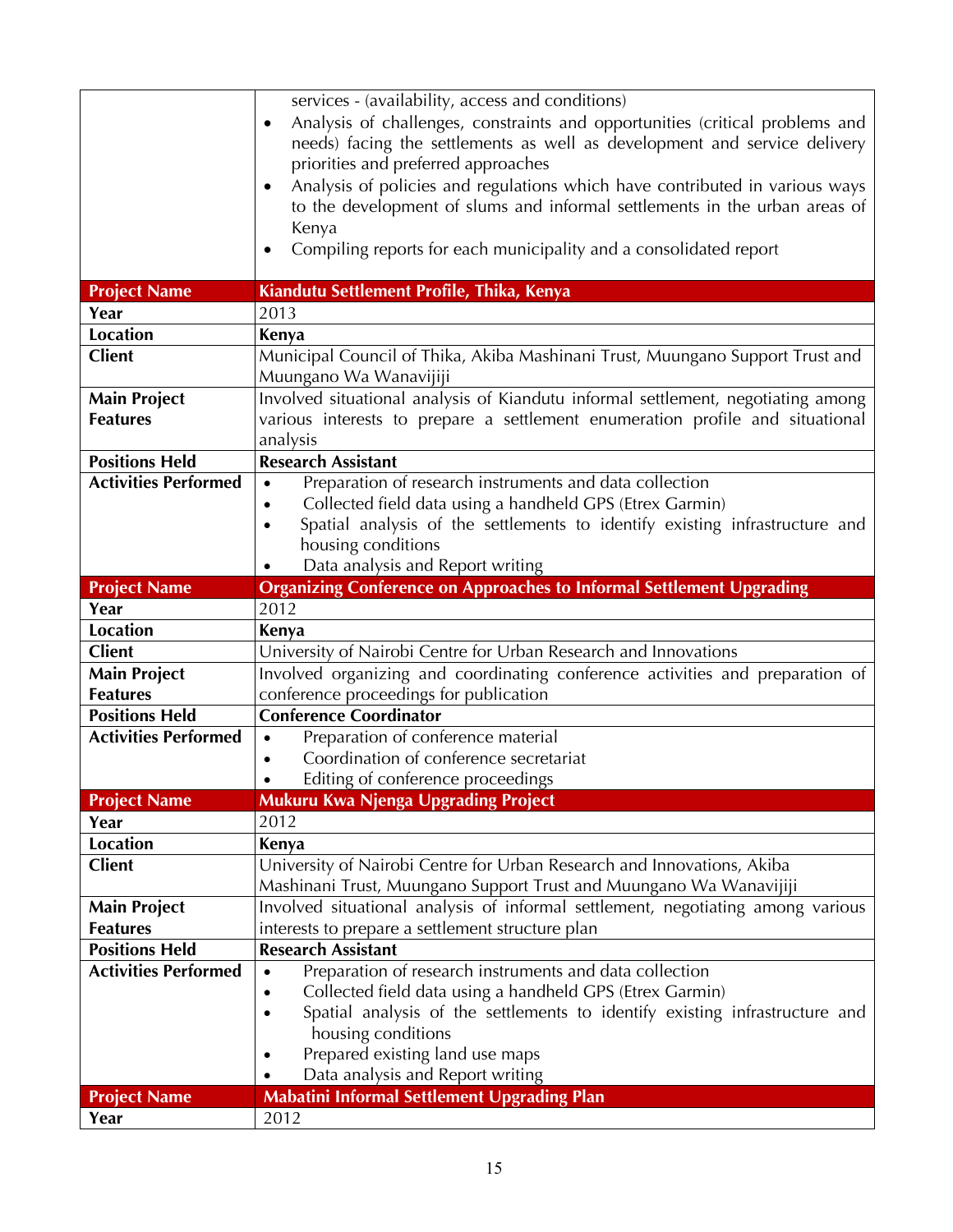| | |
|---|---|
| | services - (availability, access and conditions)<br>• Analysis of challenges, constraints and opportunities (critical problems and needs) facing the settlements as well as development and service delivery priorities and preferred approaches<br>• Analysis of policies and regulations which have contributed in various ways to the development of slums and informal settlements in the urban areas of Kenya<br>• Compiling reports for each municipality and a consolidated report |
| **Project Name** | **Kiandutu Settlement Profile, Thika, Kenya** |
| **Year** | 2013 |
| **Location** | **Kenya** |
| **Client** | Municipal Council of Thika, Akiba Mashinani Trust, Muungano Support Trust and Muungano Wa Wanavijiji |
| **Main Project Features** | Involved situational analysis of Kiandutu informal settlement, negotiating among various interests to prepare a settlement enumeration profile and situational analysis |
| **Positions Held** | **Research Assistant** |
| **Activities Performed** | • Preparation of research instruments and data collection<br>• Collected field data using a handheld GPS (Etrex Garmin)<br>• Spatial analysis of the settlements to identify existing infrastructure and housing conditions<br>• Data analysis and Report writing |
| **Project Name** | **Organizing Conference on Approaches to Informal Settlement Upgrading** |
| **Year** | 2012 |
| **Location** | **Kenya** |
| **Client** | University of Nairobi Centre for Urban Research and Innovations |
| **Main Project Features** | Involved organizing and coordinating conference activities and preparation of conference proceedings for publication |
| **Positions Held** | **Conference Coordinator** |
| **Activities Performed** | • Preparation of conference material<br>• Coordination of conference secretariat<br>• Editing of conference proceedings |
| **Project Name** | **Mukuru Kwa Njenga Upgrading Project** |
| **Year** | 2012 |
| **Location** | **Kenya** |
| **Client** | University of Nairobi Centre for Urban Research and Innovations, Akiba Mashinani Trust, Muungano Support Trust and Muungano Wa Wanavijiji |
| **Main Project Features** | Involved situational analysis of informal settlement, negotiating among various interests to prepare a settlement structure plan |
| **Positions Held** | **Research Assistant** |
| **Activities Performed** | • Preparation of research instruments and data collection<br>• Collected field data using a handheld GPS (Etrex Garmin)<br>• Spatial analysis of the settlements to identify existing infrastructure and housing conditions<br>• Prepared existing land use maps<br>• Data analysis and Report writing |
| **Project Name** | **Mabatini Informal Settlement Upgrading Plan** |
| **Year** | 2012 |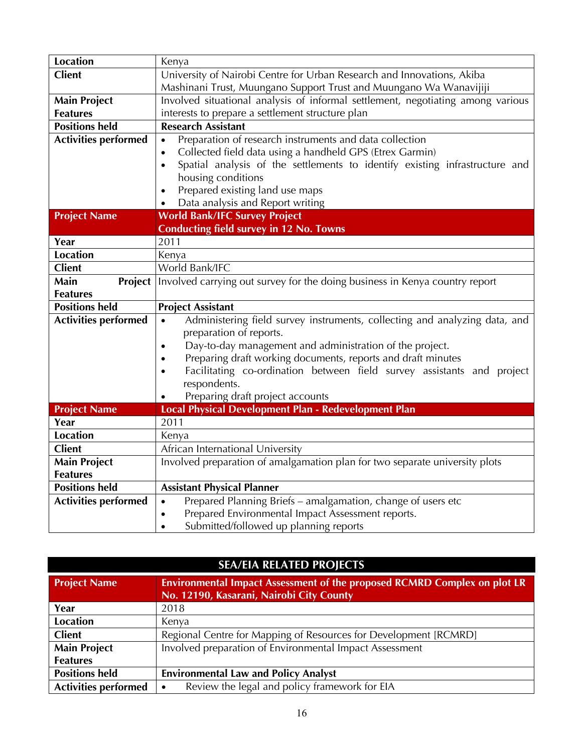| Location | Kenya |
|---|---|
| Client | University of Nairobi Centre for Urban Research and Innovations, Akiba Mashinani Trust, Muungano Support Trust and Muungano Wa Wanavijiji |
| Main Project Features | Involved situational analysis of informal settlement, negotiating among various interests to prepare a settlement structure plan |
| Positions held | **Research Assistant** |
| Activities performed | • Preparation of research instruments and data collection<br>• Collected field data using a handheld GPS (Etrex Garmin)<br>• Spatial analysis of the settlements to identify existing infrastructure and housing conditions<br>• Prepared existing land use maps<br>• Data analysis and Report writing |
| **Project Name** | **World Bank/IFC Survey Project**<br>**Conducting field survey in 12 No. Towns** |
| Year | 2011 |
| Location | Kenya |
| Client | World Bank/IFC |
| Main Project Features | Involved carrying out survey for the doing business in Kenya country report |
| Positions held | **Project Assistant** |
| Activities performed | • Administering field survey instruments, collecting and analyzing data, and preparation of reports.<br>• Day-to-day management and administration of the project.<br>• Preparing draft working documents, reports and draft minutes<br>• Facilitating co-ordination between field survey assistants and project respondents.<br>• Preparing draft project accounts |
| **Project Name** | **Local Physical Development Plan - Redevelopment Plan** |
| Year | 2011 |
| Location | Kenya |
| Client | African International University |
| Main Project Features | Involved preparation of amalgamation plan for two separate university plots |
| Positions held | **Assistant Physical Planner** |
| Activities performed | • Prepared Planning Briefs – amalgamation, change of users etc<br>• Prepared Environmental Impact Assessment reports.<br>• Submitted/followed up planning reports |

## SEA/EIA RELATED PROJECTS

| **Project Name** | **Environmental Impact Assessment of the proposed RCMRD Complex on plot LR No. 12190, Kasarani, Nairobi City County** |
|---|---|
| Year | 2018 |
| Location | Kenya |
| Client | Regional Centre for Mapping of Resources for Development [RCMRD] |
| Main Project Features | Involved preparation of Environmental Impact Assessment |
| Positions held | **Environmental Law and Policy Analyst** |
| Activities performed | • Review the legal and policy framework for EIA |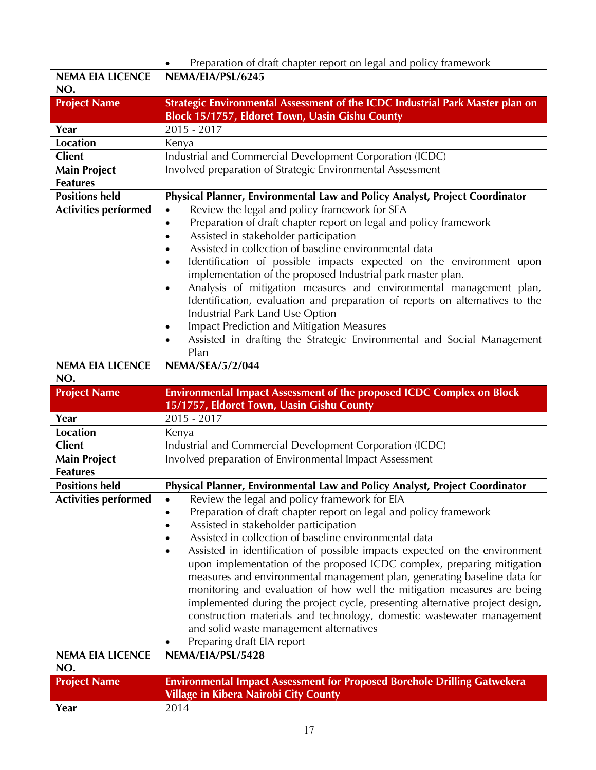| | |
|---|---|
| | • Preparation of draft chapter report on legal and policy framework |
| **NEMA EIA LICENCE NO.** | **NEMA/EIA/PSL/6245** |
| **Project Name** | **Strategic Environmental Assessment of the ICDC Industrial Park Master plan on Block 15/1757, Eldoret Town, Uasin Gishu County** |
| **Year** | 2015 - 2017 |
| **Location** | Kenya |
| **Client** | Industrial and Commercial Development Corporation (ICDC) |
| **Main Project Features** | Involved preparation of Strategic Environmental Assessment |
| **Positions held** | **Physical Planner, Environmental Law and Policy Analyst, Project Coordinator** |
| **Activities performed** | • Review the legal and policy framework for SEA<br>• Preparation of draft chapter report on legal and policy framework<br>• Assisted in stakeholder participation<br>• Assisted in collection of baseline environmental data<br>• Identification of possible impacts expected on the environment upon implementation of the proposed Industrial park master plan.<br>• Analysis of mitigation measures and environmental management plan, Identification, evaluation and preparation of reports on alternatives to the Industrial Park Land Use Option<br>• Impact Prediction and Mitigation Measures<br>• Assisted in drafting the Strategic Environmental and Social Management Plan |
| **NEMA EIA LICENCE NO.** | **NEMA/SEA/5/2/044** |
| **Project Name** | **Environmental Impact Assessment of the proposed ICDC Complex on Block 15/1757, Eldoret Town, Uasin Gishu County** |
| **Year** | 2015 - 2017 |
| **Location** | Kenya |
| **Client** | Industrial and Commercial Development Corporation (ICDC) |
| **Main Project Features** | Involved preparation of Environmental Impact Assessment |
| **Positions held** | **Physical Planner, Environmental Law and Policy Analyst, Project Coordinator** |
| **Activities performed** | • Review the legal and policy framework for EIA<br>• Preparation of draft chapter report on legal and policy framework<br>• Assisted in stakeholder participation<br>• Assisted in collection of baseline environmental data<br>• Assisted in identification of possible impacts expected on the environment upon implementation of the proposed ICDC complex, preparing mitigation measures and environmental management plan, generating baseline data for monitoring and evaluation of how well the mitigation measures are being implemented during the project cycle, presenting alternative project design, construction materials and technology, domestic wastewater management and solid waste management alternatives<br>• Preparing draft EIA report |
| **NEMA EIA LICENCE NO.** | **NEMA/EIA/PSL/5428** |
| **Project Name** | **Environmental Impact Assessment for Proposed Borehole Drilling Gatwekera Village in Kibera Nairobi City County** |
| **Year** | 2014 |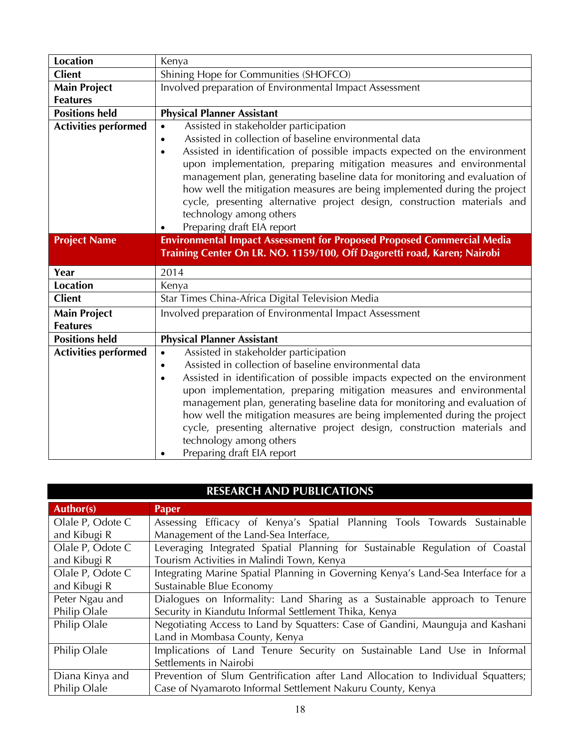| | |
|---|---|
| **Location** | Kenya |
| **Client** | Shining Hope for Communities (SHOFCO) |
| **Main Project Features** | Involved preparation of Environmental Impact Assessment |
| **Positions held** | **Physical Planner Assistant** |
| **Activities performed** | • Assisted in stakeholder participation<br>• Assisted in collection of baseline environmental data<br>• Assisted in identification of possible impacts expected on the environment upon implementation, preparing mitigation measures and environmental management plan, generating baseline data for monitoring and evaluation of how well the mitigation measures are being implemented during the project cycle, presenting alternative project design, construction materials and technology among others<br>• Preparing draft EIA report |
| **Project Name** | **Environmental Impact Assessment for Proposed Proposed Commercial Media Training Center On LR. NO. 1159/100, Off Dagoretti road, Karen; Nairobi** |
| **Year** | 2014 |
| **Location** | Kenya |
| **Client** | Star Times China-Africa Digital Television Media |
| **Main Project Features** | Involved preparation of Environmental Impact Assessment |
| **Positions held** | **Physical Planner Assistant** |
| **Activities performed** | • Assisted in stakeholder participation<br>• Assisted in collection of baseline environmental data<br>• Assisted in identification of possible impacts expected on the environment upon implementation, preparing mitigation measures and environmental management plan, generating baseline data for monitoring and evaluation of how well the mitigation measures are being implemented during the project cycle, presenting alternative project design, construction materials and technology among others<br>• Preparing draft EIA report |

## RESEARCH AND PUBLICATIONS

| Author(s) | Paper |
|---|---|
| Olale P, Odote C and Kibugi R | Assessing Efficacy of Kenya's Spatial Planning Tools Towards Sustainable Management of the Land-Sea Interface, |
| Olale P, Odote C and Kibugi R | Leveraging Integrated Spatial Planning for Sustainable Regulation of Coastal Tourism Activities in Malindi Town, Kenya |
| Olale P, Odote C and Kibugi R | Integrating Marine Spatial Planning in Governing Kenya's Land-Sea Interface for a Sustainable Blue Economy |
| Peter Ngau and Philip Olale | Dialogues on Informality: Land Sharing as a Sustainable approach to Tenure Security in Kiandutu Informal Settlement Thika, Kenya |
| Philip Olale | Negotiating Access to Land by Squatters: Case of Gandini, Maunguja and Kashani Land in Mombasa County, Kenya |
| Philip Olale | Implications of Land Tenure Security on Sustainable Land Use in Informal Settlements in Nairobi |
| Diana Kinya and Philip Olale | Prevention of Slum Gentrification after Land Allocation to Individual Squatters; Case of Nyamaroto Informal Settlement Nakuru County, Kenya |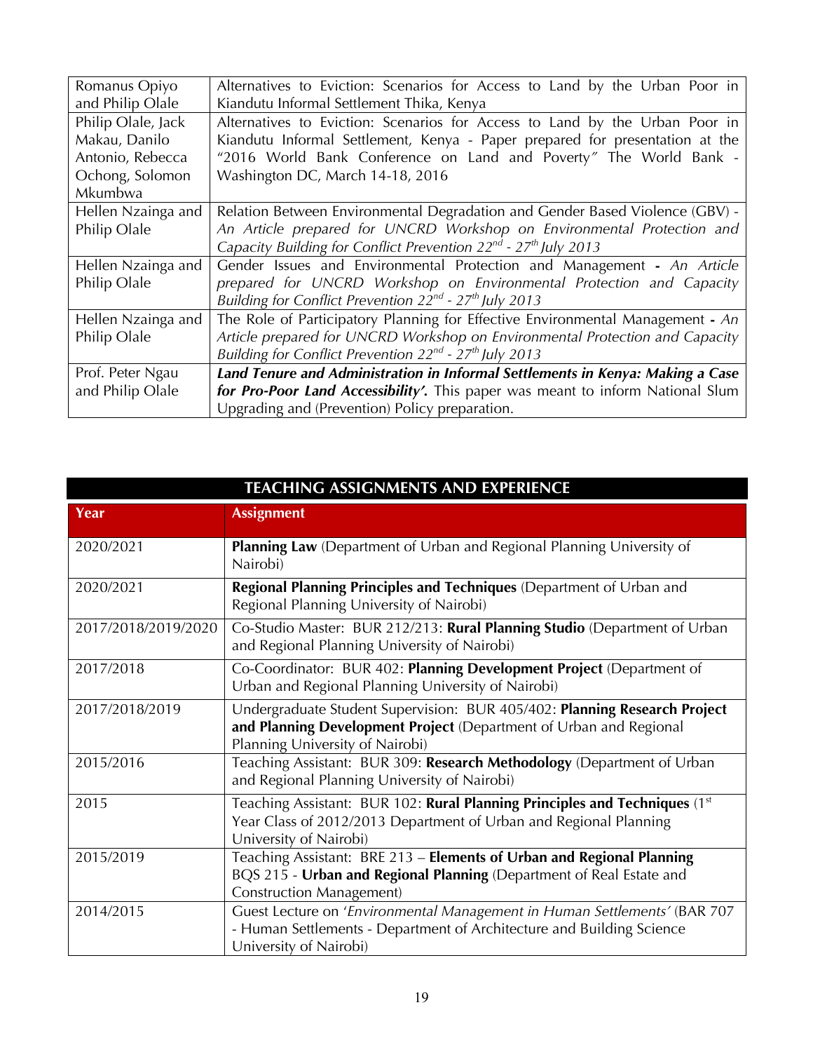| | |
|---|---|
| Romanus Opiyo and Philip Olale | Alternatives to Eviction: Scenarios for Access to Land by the Urban Poor in Kiandutu Informal Settlement Thika, Kenya |
| Philip Olale, Jack Makau, Danilo Antonio, Rebecca Ochong, Solomon Mkumbwa | Alternatives to Eviction: Scenarios for Access to Land by the Urban Poor in Kiandutu Informal Settlement, Kenya - Paper prepared for presentation at the "2016 World Bank Conference on Land and Poverty" The World Bank - Washington DC, March 14-18, 2016 |
| Hellen Nzainga and Philip Olale | Relation Between Environmental Degradation and Gender Based Violence (GBV) - *An Article prepared for UNCRD Workshop on Environmental Protection and Capacity Building for Conflict Prevention 22nd - 27th July 2013* |
| Hellen Nzainga and Philip Olale | Gender Issues and Environmental Protection and Management **-** *An Article prepared for UNCRD Workshop on Environmental Protection and Capacity Building for Conflict Prevention 22nd - 27th July 2013* |
| Hellen Nzainga and Philip Olale | The Role of Participatory Planning for Effective Environmental Management **-** *An Article prepared for UNCRD Workshop on Environmental Protection and Capacity Building for Conflict Prevention 22nd - 27th July 2013* |
| Prof. Peter Ngau and Philip Olale | ***Land Tenure and Administration in Informal Settlements in Kenya: Making a Case for Pro-Poor Land Accessibility'.*** This paper was meant to inform National Slum Upgrading and (Prevention) Policy preparation. |

## TEACHING ASSIGNMENTS AND EXPERIENCE

| Year | Assignment |
|---|---|
| 2020/2021 | **Planning Law** (Department of Urban and Regional Planning University of Nairobi) |
| 2020/2021 | **Regional Planning Principles and Techniques** (Department of Urban and Regional Planning University of Nairobi) |
| 2017/2018/2019/2020 | Co-Studio Master: BUR 212/213: **Rural Planning Studio** (Department of Urban and Regional Planning University of Nairobi) |
| 2017/2018 | Co-Coordinator: BUR 402: **Planning Development Project** (Department of Urban and Regional Planning University of Nairobi) |
| 2017/2018/2019 | Undergraduate Student Supervision: BUR 405/402: **Planning Research Project and Planning Development Project** (Department of Urban and Regional Planning University of Nairobi) |
| 2015/2016 | Teaching Assistant: BUR 309: **Research Methodology** (Department of Urban and Regional Planning University of Nairobi) |
| 2015 | Teaching Assistant: BUR 102: **Rural Planning Principles and Techniques** (1st Year Class of 2012/2013 Department of Urban and Regional Planning University of Nairobi) |
| 2015/2019 | Teaching Assistant: BRE 213 – **Elements of Urban and Regional Planning** BQS 215 - **Urban and Regional Planning** (Department of Real Estate and Construction Management) |
| 2014/2015 | Guest Lecture on '*Environmental Management in Human Settlements'* (BAR 707 - Human Settlements - Department of Architecture and Building Science University of Nairobi) |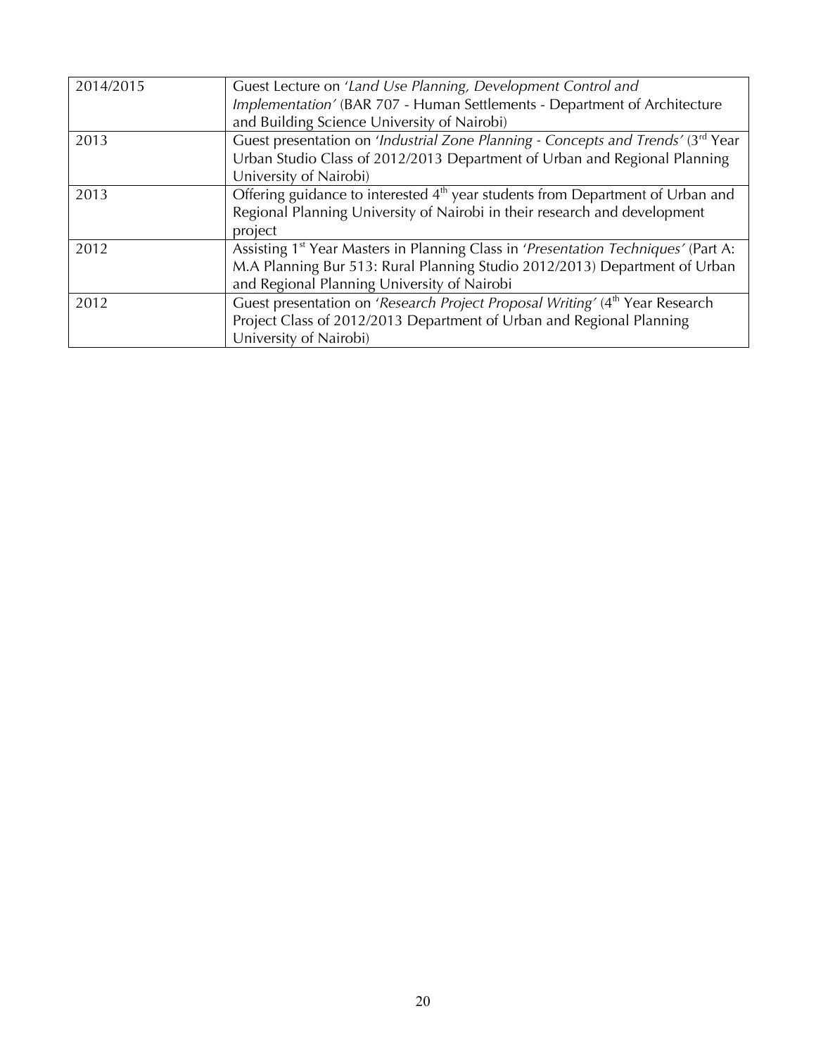| | |
|---|---|
| 2014/2015 | Guest Lecture on '*Land Use Planning, Development Control and Implementation*' (BAR 707 - Human Settlements - Department of Architecture and Building Science University of Nairobi) |
| 2013 | Guest presentation on '*Industrial Zone Planning - Concepts and Trends*' (3rd Year Urban Studio Class of 2012/2013 Department of Urban and Regional Planning University of Nairobi) |
| 2013 | Offering guidance to interested 4th year students from Department of Urban and Regional Planning University of Nairobi in their research and development project |
| 2012 | Assisting 1st Year Masters in Planning Class in '*Presentation Techniques*' (Part A: M.A Planning Bur 513: Rural Planning Studio 2012/2013) Department of Urban and Regional Planning University of Nairobi |
| 2012 | Guest presentation on '*Research Project Proposal Writing*' (4th Year Research Project Class of 2012/2013 Department of Urban and Regional Planning University of Nairobi) |